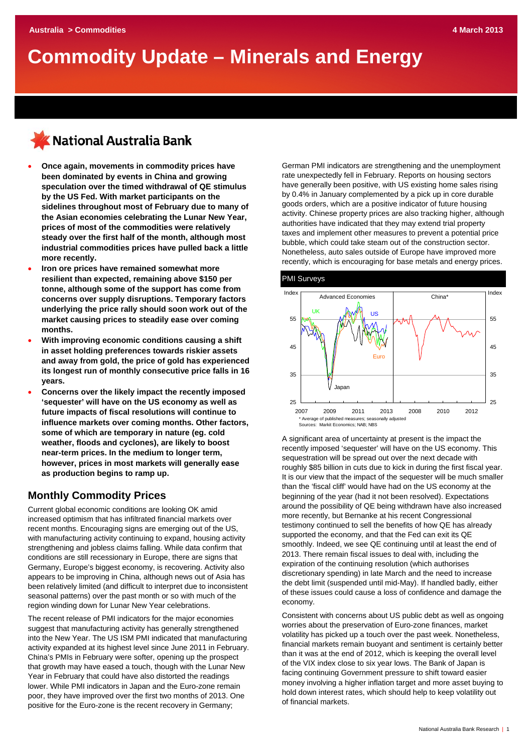Australia > Commodities

4 March 2013

# Commodity Update – Minerals and Energy

National Australia Bank

- **Once again, movements in commodity prices have been dominated by events in China and growing speculation over the timed withdrawal of QE stimulus by the US Fed. With market participants on the sidelines throughout most of February due to many of the Asian economies celebrating the Lunar New Year, prices of most of the commodities were relatively steady over the first half of the month, although most industrial commodities prices have pulled back a little more recently.**
- **Iron ore prices have remained somewhat more resilient than expected, remaining above $150 per tonne, although some of the support has come from concerns over supply disruptions. Temporary factors underlying the price rally should soon work out of the market causing prices to steadily ease over coming months.**
- **With improving economic conditions causing a shift in asset holding preferences towards riskier assets and away from gold, the price of gold has experienced its longest run of monthly consecutive price falls in 16 years.**
- **Concerns over the likely impact the recently imposed 'sequester' will have on the US economy as well as future impacts of fiscal resolutions will continue to influence markets over coming months. Other factors, some of which are temporary in nature (eg. cold weather, floods and cyclones), are likely to boost near-term prices. In the medium to longer term, however, prices in most markets will generally ease as production begins to ramp up.**

## Monthly Commodity Prices

Current global economic conditions are looking OK amid increased optimism that has infiltrated financial markets over recent months. Encouraging signs are emerging out of the US, with manufacturing activity continuing to expand, housing activity strengthening and jobless claims falling. While data confirm that conditions are still recessionary in Europe, there are signs that Germany, Europe's biggest economy, is recovering. Activity also appears to be improving in China, although news out of Asia has been relatively limited (and difficult to interpret due to inconsistent seasonal patterns) over the past month or so with much of the region winding down for Lunar New Year celebrations.

The recent release of PMI indicators for the major economies suggest that manufacturing activity has generally strengthened into the New Year. The US ISM PMI indicated that manufacturing activity expanded at its highest level since June 2011 in February. China's PMIs in February were softer, opening up the prospect that growth may have eased a touch, though with the Lunar New Year in February that could have also distorted the readings lower. While PMI indicators in Japan and the Euro-zone remain poor, they have improved over the first two months of 2013. One positive for the Euro-zone is the recent recovery in Germany; German PMI indicators are strengthening and the unemployment rate unexpectedly fell in February. Reports on housing sectors have generally been positive, with US existing home sales rising by 0.4% in January complemented by a pick up in core durable goods orders, which are a positive indicator of future housing activity. Chinese property prices are also tracking higher, although authorities have indicated that they may extend trial property taxes and implement other measures to prevent a potential price bubble, which could take steam out of the construction sector. Nonetheless, auto sales outside of Europe have improved more recently, which is encouraging for base metals and energy prices.

PMI Surveys

Index
Advanced Economies
China*
Index
UK
US
Euro
Japan
55
45
35
25
2007
2009
2011
2013
2008
2010
2012
\* Average of published measures; seasonally adjusted
Sources: Markit Economics; NAB; NBS

A significant area of uncertainty at present is the impact the recently imposed 'sequester' will have on the US economy. This sequestration will be spread out over the next decade with roughly $85 billion in cuts due to kick in during the first fiscal year. It is our view that the impact of the sequester will be much smaller than the 'fiscal cliff' would have had on the US economy at the beginning of the year (had it not been resolved). Expectations around the possibility of QE being withdrawn have also increased more recently, but Bernanke at his recent Congressional testimony continued to sell the benefits of how QE has already supported the economy, and that the Fed can exit its QE smoothly. Indeed, we see QE continuing until at least the end of 2013. There remain fiscal issues to deal with, including the expiration of the continuing resolution (which authorises discretionary spending) in late March and the need to increase the debt limit (suspended until mid-May). If handled badly, either of these issues could cause a loss of confidence and damage the economy.

Consistent with concerns about US public debt as well as ongoing worries about the preservation of Euro-zone finances, market volatility has picked up a touch over the past week. Nonetheless, financial markets remain buoyant and sentiment is certainly better than it was at the end of 2012, which is keeping the overall level of the VIX index close to six year lows. The Bank of Japan is facing continuing Government pressure to shift toward easier money involving a higher inflation target and more asset buying to hold down interest rates, which should help to keep volatility out of financial markets.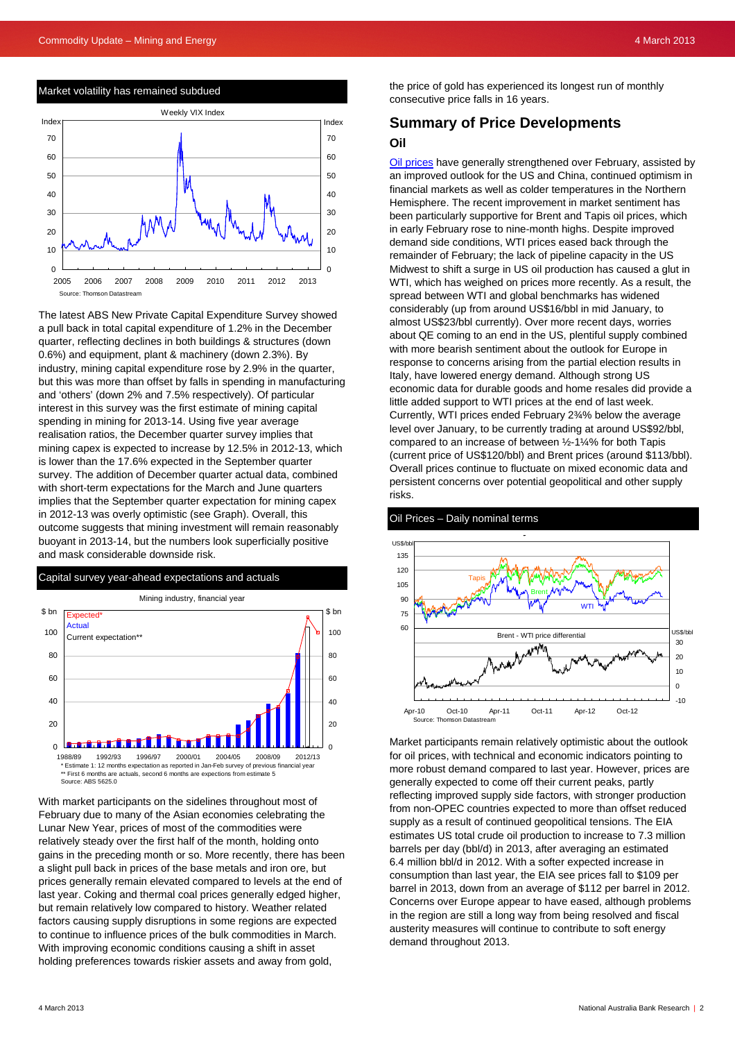Market volatility has remained subdued

Weekly VIX Index

Index
70
60
50
40
30
20
10
0
2005 2006 2007 2008 2009 2010 2011 2012 2013
Source: Thomson Datastream

The latest ABS New Private Capital Expenditure Survey showed a pull back in total capital expenditure of 1.2% in the December quarter, reflecting declines in both buildings & structures (down 0.6%) and equipment, plant & machinery (down 2.3%). By industry, mining capital expenditure rose by 2.9% in the quarter, but this was more than offset by falls in spending in manufacturing and 'others' (down 2% and 7.5% respectively). Of particular interest in this survey was the first estimate of mining capital spending in mining for 2013-14. Using five year average realisation ratios, the December quarter survey implies that mining capex is expected to increase by 12.5% in 2012-13, which is lower than the 17.6% expected in the September quarter survey. The addition of December quarter actual data, combined with short-term expectations for the March and June quarters implies that the September quarter expectation for mining capex in 2012-13 was overly optimistic (see Graph). Overall, this outcome suggests that mining investment will remain reasonably buoyant in 2013-14, but the numbers look superficially positive and mask considerable downside risk.

Capital survey year-ahead expectations and actuals

Mining industry, financial year

$ bn
Expected*
Actual
Current expectation**
100
80
60
40
20
0
1988/89 1992/93 1996/97 2000/01 2004/05 2008/09 2012/13
\* Estimate 1: 12 months expectation as reported in Jan-Feb survey of previous financial year
\*\* First 6 months are actuals, second 6 months are expections from estimate 5
Source: ABS 5625.0

With market participants on the sidelines throughout most of February due to many of the Asian economies celebrating the Lunar New Year, prices of most of the commodities were relatively steady over the first half of the month, holding onto gains in the preceding month or so. More recently, there has been a slight pull back in prices of the base metals and iron ore, but prices generally remain elevated compared to levels at the end of last year. Coking and thermal coal prices generally edged higher, but remain relatively low compared to history. Weather related factors causing supply disruptions in some regions are expected to continue to influence prices of the bulk commodities in March. With improving economic conditions causing a shift in asset holding preferences towards riskier assets and away from gold, the price of gold has experienced its longest run of monthly consecutive price falls in 16 years.

## Summary of Price Developments

### Oil

Oil prices have generally strengthened over February, assisted by an improved outlook for the US and China, continued optimism in financial markets as well as colder temperatures in the Northern Hemisphere. The recent improvement in market sentiment has been particularly supportive for Brent and Tapis oil prices, which in early February rose to nine-month highs. Despite improved demand side conditions, WTI prices eased back through the remainder of February; the lack of pipeline capacity in the US Midwest to shift a surge in US oil production has caused a glut in WTI, which has weighed on prices more recently. As a result, the spread between WTI and global benchmarks has widened considerably (up from around US$16/bbl in mid January, to almost US$23/bbl currently). Over more recent days, worries about QE coming to an end in the US, plentiful supply combined with more bearish sentiment about the outlook for Europe in response to concerns arising from the partial election results in Italy, have lowered energy demand. Although strong US economic data for durable goods and home resales did provide a little added support to WTI prices at the end of last week. Currently, WTI prices ended February 2¾% below the average level over January, to be currently trading at around US$92/bbl, compared to an increase of between ½-1¼% for both Tapis (current price of US$120/bbl) and Brent prices (around $113/bbl). Overall prices continue to fluctuate on mixed economic data and persistent concerns over potential geopolitical and other supply risks.

Oil Prices – Daily nominal terms

US$/bbl
135
120
105
90
75
60
Tapis
Brent
WTI
Brent - WTI price differential
US$/bbl
30
20
10
0
-10
Apr-10 Oct-10 Apr-11 Oct-11 Apr-12 Oct-12
Source: Thomson Datastream

Market participants remain relatively optimistic about the outlook for oil prices, with technical and economic indicators pointing to more robust demand compared to last year. However, prices are generally expected to come off their current peaks, partly reflecting improved supply side factors, with stronger production from non-OPEC countries expected to more than offset reduced supply as a result of continued geopolitical tensions. The EIA estimates US total crude oil production to increase to 7.3 million barrels per day (bbl/d) in 2013, after averaging an estimated 6.4 million bbl/d in 2012. With a softer expected increase in consumption than last year, the EIA see prices fall to $109 per barrel in 2013, down from an average of $112 per barrel in 2012. Concerns over Europe appear to have eased, although problems in the region are still a long way from being resolved and fiscal austerity measures will continue to contribute to soft energy demand throughout 2013.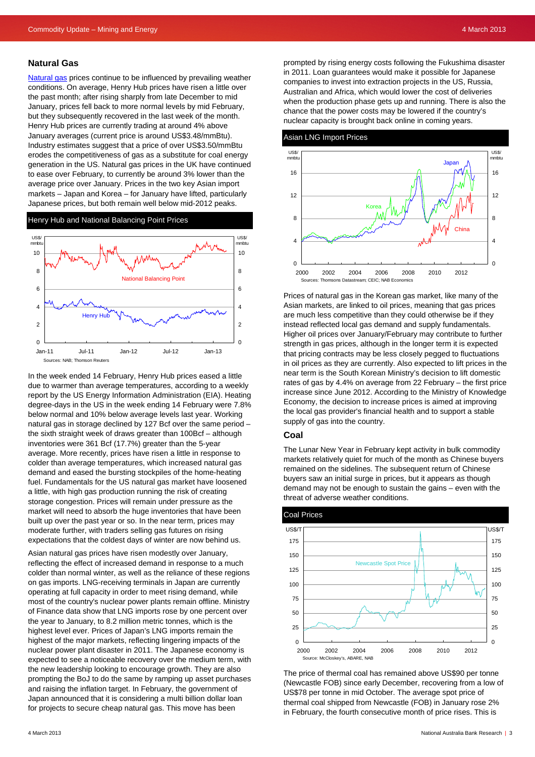## Natural Gas

Natural gas prices continue to be influenced by prevailing weather conditions. On average, Henry Hub prices have risen a little over the past month; after rising sharply from late December to mid January, prices fell back to more normal levels by mid February, but they subsequently recovered in the last week of the month. Henry Hub prices are currently trading at around 4% above January averages (current price is around US$3.48/mmBtu). Industry estimates suggest that a price of over US$3.50/mmBtu erodes the competitiveness of gas as a substitute for coal energy generation in the US. Natural gas prices in the UK have continued to ease over February, to currently be around 3% lower than the average price over January. Prices in the two key Asian import markets – Japan and Korea – for January have lifted, particularly Japanese prices, but both remain well below mid-2012 peaks.

**Henry Hub and National Balancing Point Prices**

US$/mmbtu
10
8
6
4
2
0
National Balancing Point
Henry Hub
Jan-11 Jul-11 Jan-12 Jul-12 Jan-13
Sources: NAB; Thomson Reuters

In the week ended 14 February, Henry Hub prices eased a little due to warmer than average temperatures, according to a weekly report by the US Energy Information Administration (EIA). Heating degree-days in the US in the week ending 14 February were 7.8% below normal and 10% below average levels last year. Working natural gas in storage declined by 127 Bcf over the same period – the sixth straight week of draws greater than 100Bcf – although inventories were 361 Bcf (17.7%) greater than the 5-year average. More recently, prices have risen a little in response to colder than average temperatures, which increased natural gas demand and eased the bursting stockpiles of the home-heating fuel. Fundamentals for the US natural gas market have loosened a little, with high gas production running the risk of creating storage congestion. Prices will remain under pressure as the market will need to absorb the huge inventories that have been built up over the past year or so. In the near term, prices may moderate further, with traders selling gas futures on rising expectations that the coldest days of winter are now behind us.

Asian natural gas prices have risen modestly over January, reflecting the effect of increased demand in response to a much colder than normal winter, as well as the reliance of these regions on gas imports. LNG-receiving terminals in Japan are currently operating at full capacity in order to meet rising demand, while most of the country's nuclear power plants remain offline. Ministry of Finance data show that LNG imports rose by one percent over the year to January, to 8.2 million metric tonnes, which is the highest level ever. Prices of Japan's LNG imports remain the highest of the major markets, reflecting lingering impacts of the nuclear power plant disaster in 2011. The Japanese economy is expected to see a noticeable recovery over the medium term, with the new leadership looking to encourage growth. They are also prompting the BoJ to do the same by ramping up asset purchases and raising the inflation target. In February, the government of Japan announced that it is considering a multi billion dollar loan for projects to secure cheap natural gas. This move has been prompted by rising energy costs following the Fukushima disaster in 2011. Loan guarantees would make it possible for Japanese companies to invest into extraction projects in the US, Russia, Australian and Africa, which would lower the cost of deliveries when the production phase gets up and running. There is also the chance that the power costs may be lowered if the country's nuclear capacity is brought back online in coming years.

**Asian LNG Import Prices**

US$/mmbtu
16
12
8
4
0
Japan
Korea
China
2000 2002 2004 2006 2008 2010 2012
Sources: Thomsons Datastream; CEIC; NAB Economics

Prices of natural gas in the Korean gas market, like many of the Asian markets, are linked to oil prices, meaning that gas prices are much less competitive than they could otherwise be if they instead reflected local gas demand and supply fundamentals. Higher oil prices over January/February may contribute to further strength in gas prices, although in the longer term it is expected that pricing contracts may be less closely pegged to fluctuations in oil prices as they are currently. Also expected to lift prices in the near term is the South Korean Ministry's decision to lift domestic rates of gas by 4.4% on average from 22 February – the first price increase since June 2012. According to the Ministry of Knowledge Economy, the decision to increase prices is aimed at improving the local gas provider's financial health and to support a stable supply of gas into the country.

## Coal

The Lunar New Year in February kept activity in bulk commodity markets relatively quiet for much of the month as Chinese buyers remained on the sidelines. The subsequent return of Chinese buyers saw an initial surge in prices, but it appears as though demand may not be enough to sustain the gains – even with the threat of adverse weather conditions.

**Coal Prices**

US$/T
175
150
125
100
75
50
25
0
Newcastle Spot Price
2000 2002 2004 2006 2008 2010 2012
Source: McCloskey's, ABARE, NAB

The price of thermal coal has remained above US$90 per tonne (Newcastle FOB) since early December, recovering from a low of US$78 per tonne in mid October. The average spot price of thermal coal shipped from Newcastle (FOB) in January rose 2% in February, the fourth consecutive month of price rises. This is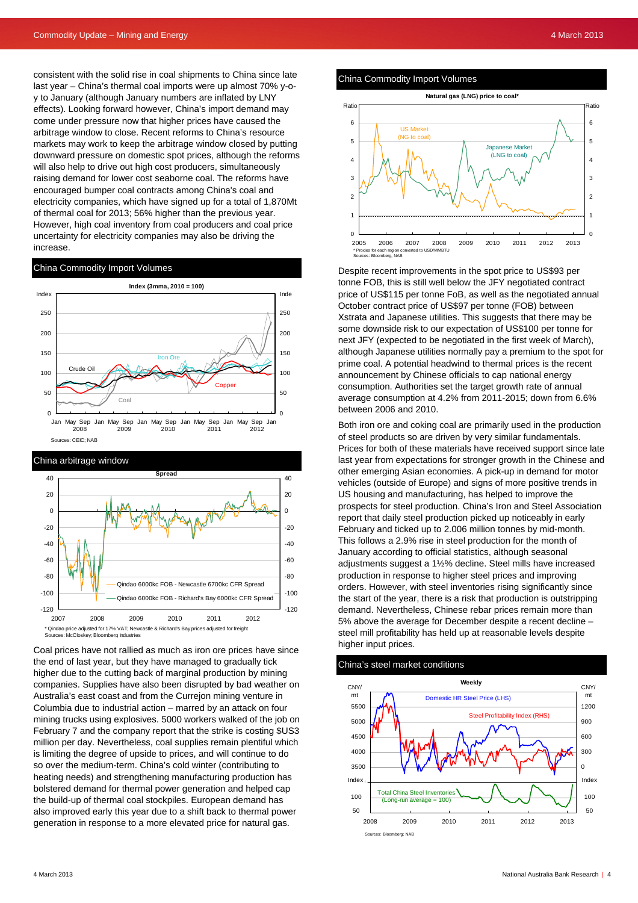consistent with the solid rise in coal shipments to China since late last year – China's thermal coal imports were up almost 70% y-o-y to January (although January numbers are inflated by LNY effects). Looking forward however, China's import demand may come under pressure now that higher prices have caused the arbitrage window to close. Recent reforms to China's resource markets may work to keep the arbitrage window closed by putting downward pressure on domestic spot prices, although the reforms will also help to drive out high cost producers, simultaneously raising demand for lower cost seaborne coal. The reforms have encouraged bumper coal contracts among China's coal and electricity companies, which have signed up for a total of 1,870Mt of thermal coal for 2013; 56% higher than the previous year. However, high coal inventory from coal producers and coal price uncertainty for electricity companies may also be driving the increase.

## China Commodity Import Volumes

Index (3mma, 2010 = 100)

Index
250
200
150
100
50
0
Jan May Sep 2008 Jan May Sep 2009 Jan May Sep 2010 Jan May Sep 2011 Jan May Sep 2012 Jan

Crude Oil
Iron Ore
Copper
Coal

Sources: CEIC; NAB

## China arbitrage window

Spread

40
20
0
-20
-40
-60
-80
-100
-120
2007 2008 2009 2010 2011 2012

Qindao 6000kc FOB - Newcastle 6700kc CFR Spread
Qindao 6000kc FOB - Richard's Bay 6000kc CFR Spread

\* Qindao price adjusted for 17% VAT; Newcastle & Richard's Bay prices adjusted for freight
Sources: McCloskey; Bloomberg Industries

Coal prices have not rallied as much as iron ore prices have since the end of last year, but they have managed to gradually tick higher due to the cutting back of marginal production by mining companies. Supplies have also been disrupted by bad weather on Australia's east coast and from the Currejon mining venture in Columbia due to industrial action – marred by an attack on four mining trucks using explosives. 5000 workers walked of the job on February 7 and the company report that the strike is costing $US3 million per day. Nevertheless, coal supplies remain plentiful which is limiting the degree of upside to prices, and will continue to do so over the medium-term. China's cold winter (contributing to heating needs) and strengthening manufacturing production has bolstered demand for thermal power generation and helped cap the build-up of thermal coal stockpiles. European demand has also improved early this year due to a shift back to thermal power generation in response to a more elevated price for natural gas.

## China Commodity Import Volumes

Natural gas (LNG) price to coal*

Ratio
6
5
4
3
2
1
0
2005 2006 2007 2008 2009 2010 2011 2012 2013

US Market (NG to coal)
Japanese Market (LNG to coal)

\* Proxies for each region converted to USD/MMBTU
Sources: Bloomberg, NAB

Despite recent improvements in the spot price to US$93 per tonne FOB, this is still well below the JFY negotiated contract price of US$115 per tonne FoB, as well as the negotiated annual October contract price of US$97 per tonne (FOB) between Xstrata and Japanese utilities. This suggests that there may be some downside risk to our expectation of US$100 per tonne for next JFY (expected to be negotiated in the first week of March), although Japanese utilities normally pay a premium to the spot for prime coal. A potential headwind to thermal prices is the recent announcement by Chinese officials to cap national energy consumption. Authorities set the target growth rate of annual average consumption at 4.2% from 2011-2015; down from 6.6% between 2006 and 2010.

Both iron ore and coking coal are primarily used in the production of steel products so are driven by very similar fundamentals. Prices for both of these materials have received support since late last year from expectations for stronger growth in the Chinese and other emerging Asian economies. A pick-up in demand for motor vehicles (outside of Europe) and signs of more positive trends in US housing and manufacturing, has helped to improve the prospects for steel production. China's Iron and Steel Association report that daily steel production picked up noticeably in early February and ticked up to 2.006 million tonnes by mid-month. This follows a 2.9% rise in steel production for the month of January according to official statistics, although seasonal adjustments suggest a 1½% decline. Steel mills have increased production in response to higher steel prices and improving orders. However, with steel inventories rising significantly since the start of the year, there is a risk that production is outstripping demand. Nevertheless, Chinese rebar prices remain more than 5% above the average for December despite a recent decline – steel mill profitability has held up at reasonable levels despite higher input prices.

## China's steel market conditions

Weekly

CNY/mt
5500
5000
4500
4000
3500

CNY/mt
1200
900
600
300
0

Domestic HR Steel Price (LHS)
Steel Profitability Index (RHS)

Index
100
50

Total China Steel Inventories (Long-run average = 100)

2008 2009 2010 2011 2012 2013

Sources: Bloomberg; NAB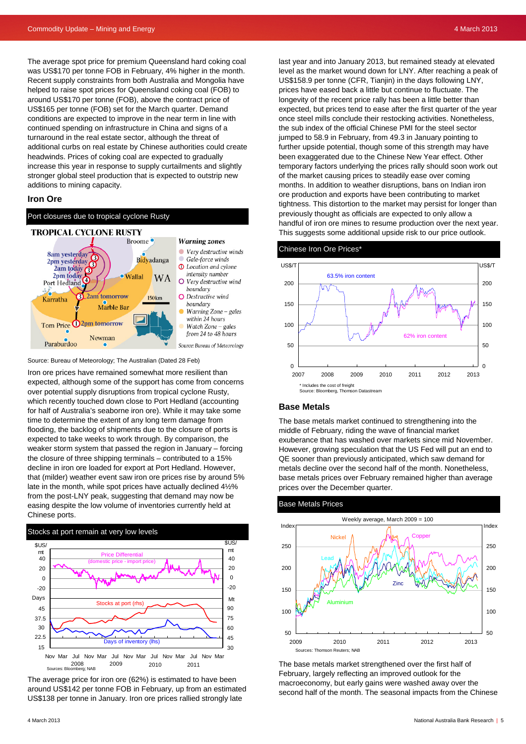The average spot price for premium Queensland hard coking coal was US$170 per tonne FOB in February, 4% higher in the month. Recent supply constraints from both Australia and Mongolia have helped to raise spot prices for Queensland coking coal (FOB) to around US$170 per tonne (FOB), above the contract price of US$165 per tonne (FOB) set for the March quarter. Demand conditions are expected to improve in the near term in line with continued spending on infrastructure in China and signs of a turnaround in the real estate sector, although the threat of additional curbs on real estate by Chinese authorities could create headwinds. Prices of coking coal are expected to gradually increase this year in response to supply curtailments and slightly stronger global steel production that is expected to outstrip new additions to mining capacity.

### Iron Ore

**Port closures due to tropical cyclone Rusty**

TROPICAL CYCLONE RUSTY

Broome
Bidyadanga
8am yesterday
2pm yesterday
2am today
2pm today
Wallal
WA
Port Hedland
Karratha
2am tomorrow
150km
Marble Bar
Tom Price
2pm tomorrow
Newman
Paraburdoo

*Warning zones*
Very destructive winds
Gale-force winds
Location and cylone intensity number
Very destructive wind boundary
Destructive wind boundary
Warning Zone – gales within 24 hours
Watch Zone – gales from 24 to 48 hours
Source: Bureau of Meteorology

Source: Bureau of Meteorology; The Australian (Dated 28 Feb)

Iron ore prices have remained somewhat more resilient than expected, although some of the support has come from concerns over potential supply disruptions from tropical cyclone Rusty, which recently touched down close to Port Hedland (accounting for half of Australia's seaborne iron ore). While it may take some time to determine the extent of any long term damage from flooding, the backlog of shipments due to the closure of ports is expected to take weeks to work through. By comparison, the weaker storm system that passed the region in January – forcing the closure of three shipping terminals – contributed to a 15% decline in iron ore loaded for export at Port Hedland. However, that (milder) weather event saw iron ore prices rise by around 5% late in the month, while spot prices have actually declined 4½% from the post-LNY peak, suggesting that demand may now be easing despite the low volume of inventories currently held at Chinese ports.

**Stocks at port remain at very low levels**

$US/mt
Price Differential
(domestic price - import price)
40
20
0
-20
Days
Stocks at port (rhs)
45
37.5
30
22.5
15
Days of inventory (lhs)
$US/mt
40
20
0
-20
Mt
90
75
60
45
30
Nov Mar Jul Nov Mar Jul Nov Mar Jul Nov Mar Jul Nov Mar
2008 2009 2010 2011
Sources: Bloomberg; NAB

The average price for iron ore (62%) is estimated to have been around US$142 per tonne FOB in February, up from an estimated US$138 per tonne in January. Iron ore prices rallied strongly late last year and into January 2013, but remained steady at elevated level as the market wound down for LNY. After reaching a peak of US$158.9 per tonne (CFR, Tianjin) in the days following LNY, prices have eased back a little but continue to fluctuate. The longevity of the recent price rally has been a little better than expected, but prices tend to ease after the first quarter of the year once steel mills conclude their restocking activities. Nonetheless, the sub index of the official Chinese PMI for the steel sector jumped to 58.9 in February, from 49.3 in January pointing to further upside potential, though some of this strength may have been exaggerated due to the Chinese New Year effect. Other temporary factors underlying the prices rally should soon work out of the market causing prices to steadily ease over coming months. In addition to weather disruptions, bans on Indian iron ore production and exports have been contributing to market tightness. This distortion to the market may persist for longer than previously thought as officials are expected to only allow a handful of iron ore mines to resume production over the next year. This suggests some additional upside risk to our price outlook.

**Chinese Iron Ore Prices***

US$/T
200
150
100
50
0
63.5% iron content
62% iron content
US$/T
200
150
100
50
0
2007 2008 2009 2010 2011 2012 2013
* Includes the cost of freight
Source: Bloomberg, Thomson Datastream

### Base Metals

The base metals market continued to strengthening into the middle of February, riding the wave of financial market exuberance that has washed over markets since mid November. However, growing speculation that the US Fed will put an end to QE sooner than previously anticipated, which saw demand for metals decline over the second half of the month. Nonetheless, base metals prices over February remained higher than average prices over the December quarter.

**Base Metals Prices**

Weekly average, March 2009 = 100
Index
250
200
150
100
50
Nickel
Copper
Lead
Zinc
Aluminium
Index
250
200
150
100
50
2009 2010 2011 2012 2013
Sources: Thomson Reuters; NAB

The base metals market strengthened over the first half of February, largely reflecting an improved outlook for the macroeconomy, but early gains were washed away over the second half of the month. The seasonal impacts from the Chinese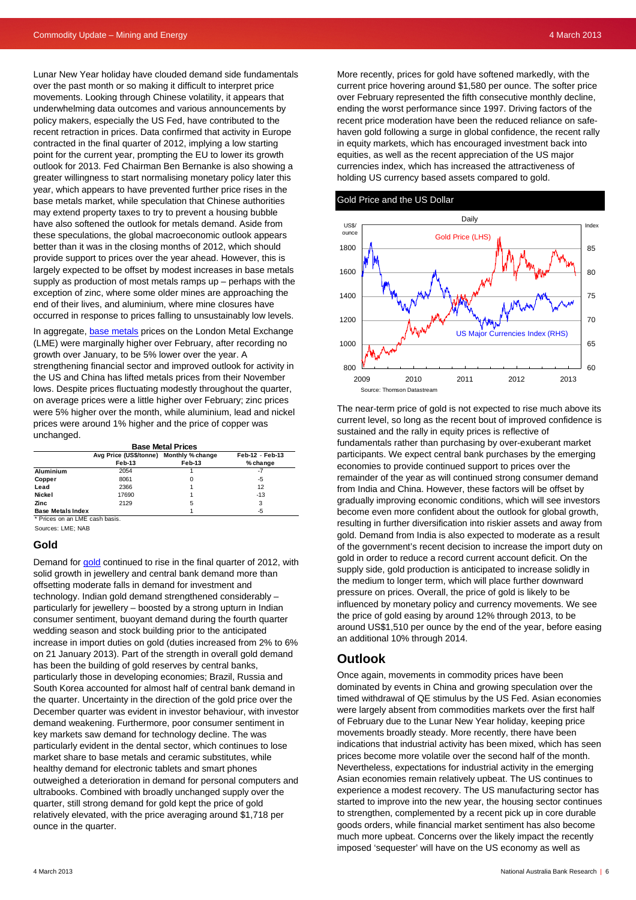Lunar New Year holiday have clouded demand side fundamentals over the past month or so making it difficult to interpret price movements. Looking through Chinese volatility, it appears that underwhelming data outcomes and various announcements by policy makers, especially the US Fed, have contributed to the recent retraction in prices. Data confirmed that activity in Europe contracted in the final quarter of 2012, implying a low starting point for the current year, prompting the EU to lower its growth outlook for 2013. Fed Chairman Ben Bernanke is also showing a greater willingness to start normalising monetary policy later this year, which appears to have prevented further price rises in the base metals market, while speculation that Chinese authorities may extend property taxes to try to prevent a housing bubble have also softened the outlook for metals demand. Aside from these speculations, the global macroeconomic outlook appears better than it was in the closing months of 2012, which should provide support to prices over the year ahead. However, this is largely expected to be offset by modest increases in base metals supply as production of most metals ramps up – perhaps with the exception of zinc, where some older mines are approaching the end of their lives, and aluminium, where mine closures have occurred in response to prices falling to unsustainably low levels.

In aggregate, base metals prices on the London Metal Exchange (LME) were marginally higher over February, after recording no growth over January, to be 5% lower over the year. A strengthening financial sector and improved outlook for activity in the US and China has lifted metals prices from their November lows. Despite prices fluctuating modestly throughout the quarter, on average prices were a little higher over February; zinc prices were 5% higher over the month, while aluminium, lead and nickel prices were around 1% higher and the price of copper was unchanged.

**Base Metal Prices**

| | Avg Price (US$/tonne) Feb-13 | Monthly % change Feb-13 | Feb-12 - Feb-13 % change |
|---|---|---|---|
| **Aluminium** | 2054 | 1 | -7 |
| **Copper** | 8061 | 0 | -5 |
| **Lead** | 2366 | 1 | 12 |
| **Nickel** | 17690 | 1 | -13 |
| **Zinc** | 2129 | 5 | 3 |
| **Base Metals Index** | | 1 | -5 |

* Prices on an LME cash basis.

Sources: LME; NAB

## Gold

Demand for gold continued to rise in the final quarter of 2012, with solid growth in jewellery and central bank demand more than offsetting moderate falls in demand for investment and technology. Indian gold demand strengthened considerably – particularly for jewellery – boosted by a strong upturn in Indian consumer sentiment, buoyant demand during the fourth quarter wedding season and stock building prior to the anticipated increase in import duties on gold (duties increased from 2% to 6% on 21 January 2013). Part of the strength in overall gold demand has been the building of gold reserves by central banks, particularly those in developing economies; Brazil, Russia and South Korea accounted for almost half of central bank demand in the quarter. Uncertainty in the direction of the gold price over the December quarter was evident in investor behaviour, with investor demand weakening. Furthermore, poor consumer sentiment in key markets saw demand for technology decline. The was particularly evident in the dental sector, which continues to lose market share to base metals and ceramic substitutes, while healthy demand for electronic tablets and smart phones outweighed a deterioration in demand for personal computers and ultrabooks. Combined with broadly unchanged supply over the quarter, still strong demand for gold kept the price of gold relatively elevated, with the price averaging around $1,718 per ounce in the quarter.

More recently, prices for gold have softened markedly, with the current price hovering around $1,580 per ounce. The softer price over February represented the fifth consecutive monthly decline, ending the worst performance since 1997. Driving factors of the recent price moderation have been the reduced reliance on safe-haven gold following a surge in global confidence, the recent rally in equity markets, which has encouraged investment back into equities, as well as the recent appreciation of the US major currencies index, which has increased the attractiveness of holding US currency based assets compared to gold.

**Gold Price and the US Dollar**

Daily

US$/ounce

Index

Gold Price (LHS)

US Major Currencies Index (RHS)

1800, 1600, 1400, 1200, 1000, 800

85, 80, 75, 70, 65, 60

2009, 2010, 2011, 2012, 2013

Source: Thomson Datastream

The near-term price of gold is not expected to rise much above its current level, so long as the recent bout of improved confidence is sustained and the rally in equity prices is reflective of fundamentals rather than purchasing by over-exuberant market participants. We expect central bank purchases by the emerging economies to provide continued support to prices over the remainder of the year as will continued strong consumer demand from India and China. However, these factors will be offset by gradually improving economic conditions, which will see investors become even more confident about the outlook for global growth, resulting in further diversification into riskier assets and away from gold. Demand from India is also expected to moderate as a result of the government's recent decision to increase the import duty on gold in order to reduce a record current account deficit. On the supply side, gold production is anticipated to increase solidly in the medium to longer term, which will place further downward pressure on prices. Overall, the price of gold is likely to be influenced by monetary policy and currency movements. We see the price of gold easing by around 12% through 2013, to be around US$1,510 per ounce by the end of the year, before easing an additional 10% through 2014.

## Outlook

Once again, movements in commodity prices have been dominated by events in China and growing speculation over the timed withdrawal of QE stimulus by the US Fed. Asian economies were largely absent from commodities markets over the first half of February due to the Lunar New Year holiday, keeping price movements broadly steady. More recently, there have been indications that industrial activity has been mixed, which has seen prices become more volatile over the second half of the month. Nevertheless, expectations for industrial activity in the emerging Asian economies remain relatively upbeat. The US continues to experience a modest recovery. The US manufacturing sector has started to improve into the new year, the housing sector continues to strengthen, complemented by a recent pick up in core durable goods orders, while financial market sentiment has also become much more upbeat. Concerns over the likely impact the recently imposed 'sequester' will have on the US economy as well as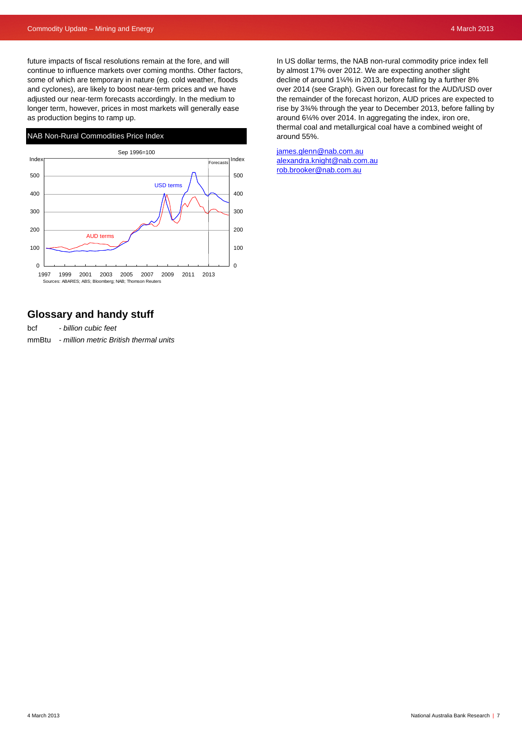future impacts of fiscal resolutions remain at the fore, and will continue to influence markets over coming months. Other factors, some of which are temporary in nature (eg. cold weather, floods and cyclones), are likely to boost near-term prices and we have adjusted our near-term forecasts accordingly. In the medium to longer term, however, prices in most markets will generally ease as production begins to ramp up.

**NAB Non-Rural Commodities Price Index**

Sep 1996=100

Index

Forecasts

USD terms

AUD terms

0
100
200
300
400
500

1997 1999 2001 2003 2005 2007 2009 2011 2013

Sources: ABARES; ABS; Bloomberg; NAB; Thomson Reuters

In US dollar terms, the NAB non-rural commodity price index fell by almost 17% over 2012. We are expecting another slight decline of around 1¼% in 2013, before falling by a further 8% over 2014 (see Graph). Given our forecast for the AUD/USD over the remainder of the forecast horizon, AUD prices are expected to rise by 3¾% through the year to December 2013, before falling by around 6¼% over 2014. In aggregating the index, iron ore, thermal coal and metallurgical coal have a combined weight of around 55%.

james.glenn@nab.com.au
alexandra.knight@nab.com.au
rob.brooker@nab.com.au

## Glossary and handy stuff

bcf - *billion cubic feet*

mmBtu - *million metric British thermal units*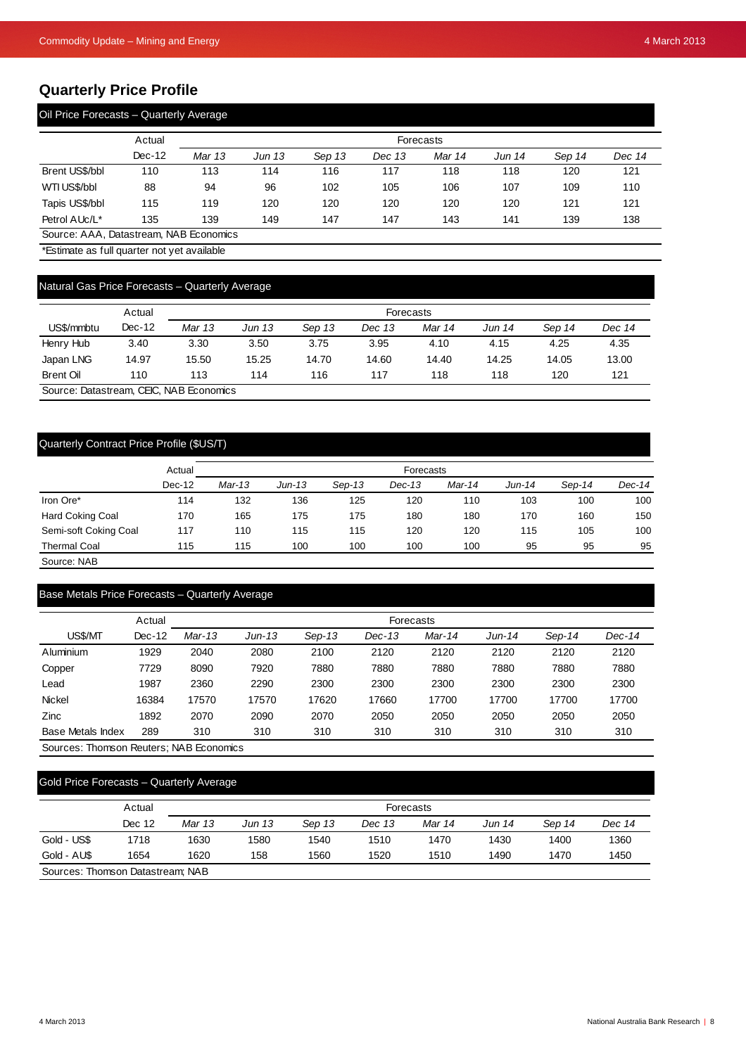## Quarterly Price Profile

### Oil Price Forecasts – Quarterly Average

| | Actual | Forecasts | | | | | | | |
|---|---|---|---|---|---|---|---|---|---|
| | Dec-12 | *Mar 13* | *Jun 13* | *Sep 13* | *Dec 13* | *Mar 14* | *Jun 14* | *Sep 14* | *Dec 14* |
| Brent US$/bbl | 110 | 113 | 114 | 116 | 117 | 118 | 118 | 120 | 121 |
| WTI US$/bbl | 88 | 94 | 96 | 102 | 105 | 106 | 107 | 109 | 110 |
| Tapis US$/bbl | 115 | 119 | 120 | 120 | 120 | 120 | 120 | 121 | 121 |
| Petrol AUc/L* | 135 | 139 | 149 | 147 | 147 | 143 | 141 | 139 | 138 |

Source: AAA, Datastream, NAB Economics

*Estimate as full quarter not yet available

### Natural Gas Price Forecasts – Quarterly Average

| | Actual | Forecasts | | | | | | | |
|---|---|---|---|---|---|---|---|---|---|
| US$/mmbtu | Dec-12 | *Mar 13* | *Jun 13* | *Sep 13* | *Dec 13* | *Mar 14* | *Jun 14* | *Sep 14* | *Dec 14* |
| Henry Hub | 3.40 | 3.30 | 3.50 | 3.75 | 3.95 | 4.10 | 4.15 | 4.25 | 4.35 |
| Japan LNG | 14.97 | 15.50 | 15.25 | 14.70 | 14.60 | 14.40 | 14.25 | 14.05 | 13.00 |
| Brent Oil | 110 | 113 | 114 | 116 | 117 | 118 | 118 | 120 | 121 |

Source: Datastream, CEIC, NAB Economics

### Quarterly Contract Price Profile ($US/T)

| | Actual | Forecasts | | | | | | | |
|---|---|---|---|---|---|---|---|---|---|
| | Dec-12 | *Mar-13* | *Jun-13* | *Sep-13* | *Dec-13* | *Mar-14* | *Jun-14* | *Sep-14* | *Dec-14* |
| Iron Ore* | 114 | 132 | 136 | 125 | 120 | 110 | 103 | 100 | 100 |
| Hard Coking Coal | 170 | 165 | 175 | 175 | 180 | 180 | 170 | 160 | 150 |
| Semi-soft Coking Coal | 117 | 110 | 115 | 115 | 120 | 120 | 115 | 105 | 100 |
| Thermal Coal | 115 | 115 | 100 | 100 | 100 | 100 | 95 | 95 | 95 |

Source: NAB

### Base Metals Price Forecasts – Quarterly Average

| | Actual | Forecasts | | | | | | | |
|---|---|---|---|---|---|---|---|---|---|
| US$/MT | Dec-12 | *Mar-13* | *Jun-13* | *Sep-13* | *Dec-13* | *Mar-14* | *Jun-14* | *Sep-14* | *Dec-14* |
| Aluminium | 1929 | 2040 | 2080 | 2100 | 2120 | 2120 | 2120 | 2120 | 2120 |
| Copper | 7729 | 8090 | 7920 | 7880 | 7880 | 7880 | 7880 | 7880 | 7880 |
| Lead | 1987 | 2360 | 2290 | 2300 | 2300 | 2300 | 2300 | 2300 | 2300 |
| Nickel | 16384 | 17570 | 17570 | 17620 | 17660 | 17700 | 17700 | 17700 | 17700 |
| Zinc | 1892 | 2070 | 2090 | 2070 | 2050 | 2050 | 2050 | 2050 | 2050 |
| Base Metals Index | 289 | 310 | 310 | 310 | 310 | 310 | 310 | 310 | 310 |

Sources: Thomson Reuters; NAB Economics

### Gold Price Forecasts – Quarterly Average

| | Actual | Forecasts | | | | | | | |
|---|---|---|---|---|---|---|---|---|---|
| | Dec 12 | *Mar 13* | *Jun 13* | *Sep 13* | *Dec 13* | *Mar 14* | *Jun 14* | *Sep 14* | *Dec 14* |
| Gold - US$ | 1718 | 1630 | 1580 | 1540 | 1510 | 1470 | 1430 | 1400 | 1360 |
| Gold - AU$ | 1654 | 1620 | 158 | 1560 | 1520 | 1510 | 1490 | 1470 | 1450 |

Sources: Thomson Datastream; NAB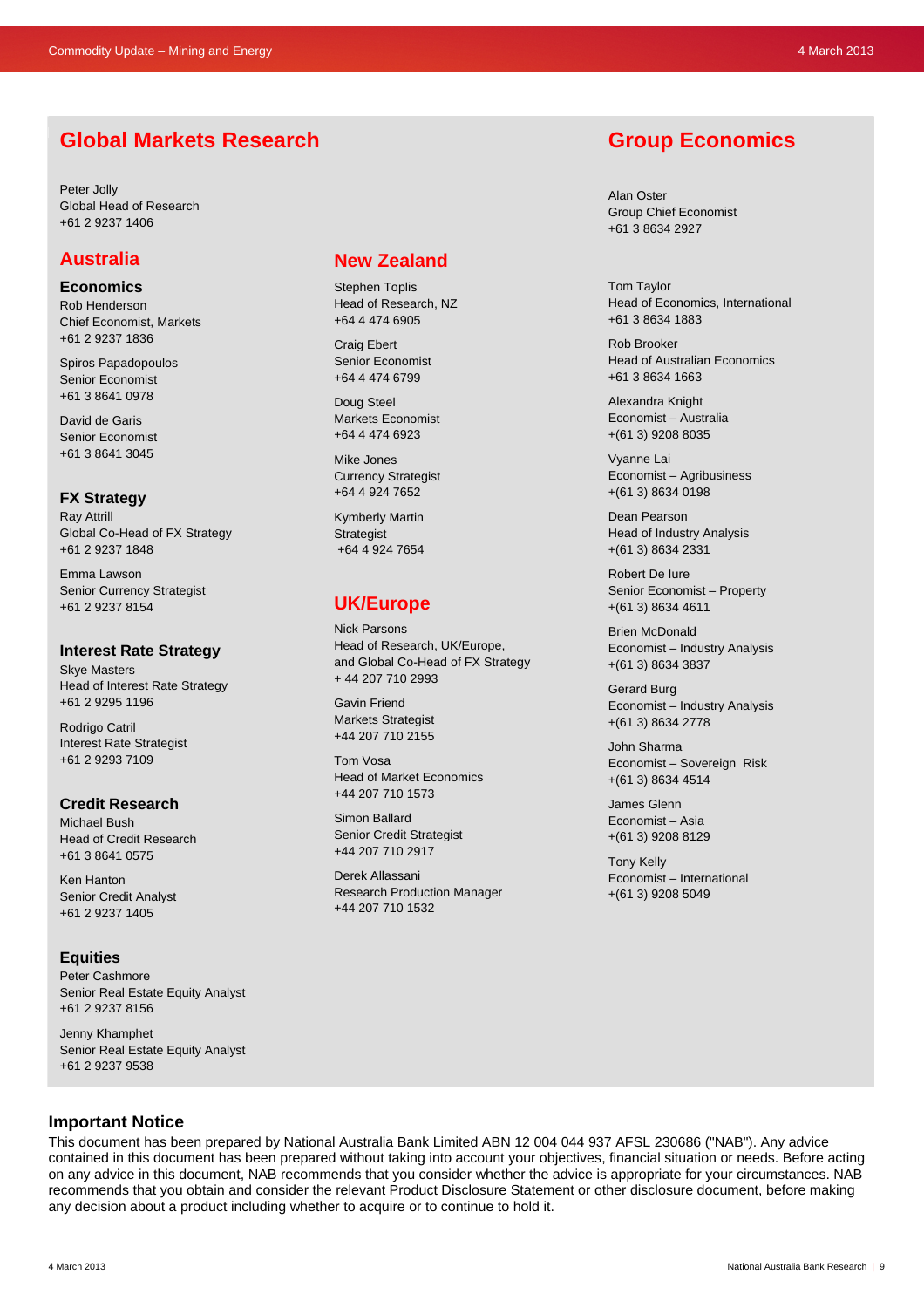## Global Markets Research

Peter Jolly
Global Head of Research
+61 2 9237 1406

### Australia

#### Economics

Rob Henderson
Chief Economist, Markets
+61 2 9237 1836

Spiros Papadopoulos
Senior Economist
+61 3 8641 0978

David de Garis
Senior Economist
+61 3 8641 3045

#### FX Strategy

Ray Attrill
Global Co-Head of FX Strategy
+61 2 9237 1848

Emma Lawson
Senior Currency Strategist
+61 2 9237 8154

#### Interest Rate Strategy

Skye Masters
Head of Interest Rate Strategy
+61 2 9295 1196

Rodrigo Catril
Interest Rate Strategist
+61 2 9293 7109

#### Credit Research

Michael Bush
Head of Credit Research
+61 3 8641 0575

Ken Hanton
Senior Credit Analyst
+61 2 9237 1405

#### Equities

Peter Cashmore
Senior Real Estate Equity Analyst
+61 2 9237 8156

Jenny Khamphet
Senior Real Estate Equity Analyst
+61 2 9237 9538

### New Zealand

Stephen Toplis
Head of Research, NZ
+64 4 474 6905

Craig Ebert
Senior Economist
+64 4 474 6799

Doug Steel
Markets Economist
+64 4 474 6923

Mike Jones
Currency Strategist
+64 4 924 7652

Kymberly Martin
Strategist
+64 4 924 7654

### UK/Europe

Nick Parsons
Head of Research, UK/Europe,
and Global Co-Head of FX Strategy
+ 44 207 710 2993

Gavin Friend
Markets Strategist
+44 207 710 2155

Tom Vosa
Head of Market Economics
+44 207 710 1573

Simon Ballard
Senior Credit Strategist
+44 207 710 2917

Derek Allassani
Research Production Manager
+44 207 710 1532

## Group Economics

Alan Oster
Group Chief Economist
+61 3 8634 2927

Tom Taylor
Head of Economics, International
+61 3 8634 1883

Rob Brooker
Head of Australian Economics
+61 3 8634 1663

Alexandra Knight
Economist – Australia
+(61 3) 9208 8035

Vyanne Lai
Economist – Agribusiness
+(61 3) 8634 0198

Dean Pearson
Head of Industry Analysis
+(61 3) 8634 2331

Robert De Iure
Senior Economist – Property
+(61 3) 8634 4611

Brien McDonald
Economist – Industry Analysis
+(61 3) 8634 3837

Gerard Burg
Economist – Industry Analysis
+(61 3) 8634 2778

John Sharma
Economist – Sovereign Risk
+(61 3) 8634 4514

James Glenn
Economist – Asia
+(61 3) 9208 8129

Tony Kelly
Economist – International
+(61 3) 9208 5049

## Important Notice

This document has been prepared by National Australia Bank Limited ABN 12 004 044 937 AFSL 230686 ("NAB"). Any advice contained in this document has been prepared without taking into account your objectives, financial situation or needs. Before acting on any advice in this document, NAB recommends that you consider whether the advice is appropriate for your circumstances. NAB recommends that you obtain and consider the relevant Product Disclosure Statement or other disclosure document, before making any decision about a product including whether to acquire or to continue to hold it.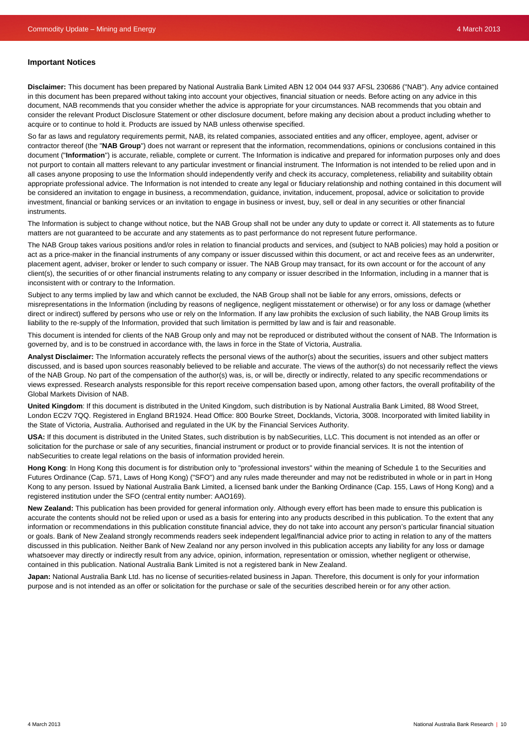### Important Notices

**Disclaimer:** This document has been prepared by National Australia Bank Limited ABN 12 004 044 937 AFSL 230686 ("NAB"). Any advice contained in this document has been prepared without taking into account your objectives, financial situation or needs. Before acting on any advice in this document, NAB recommends that you consider whether the advice is appropriate for your circumstances. NAB recommends that you obtain and consider the relevant Product Disclosure Statement or other disclosure document, before making any decision about a product including whether to acquire or to continue to hold it. Products are issued by NAB unless otherwise specified.

So far as laws and regulatory requirements permit, NAB, its related companies, associated entities and any officer, employee, agent, adviser or contractor thereof (the "**NAB Group**") does not warrant or represent that the information, recommendations, opinions or conclusions contained in this document ("**Information**") is accurate, reliable, complete or current. The Information is indicative and prepared for information purposes only and does not purport to contain all matters relevant to any particular investment or financial instrument. The Information is not intended to be relied upon and in all cases anyone proposing to use the Information should independently verify and check its accuracy, completeness, reliability and suitability obtain appropriate professional advice. The Information is not intended to create any legal or fiduciary relationship and nothing contained in this document will be considered an invitation to engage in business, a recommendation, guidance, invitation, inducement, proposal, advice or solicitation to provide investment, financial or banking services or an invitation to engage in business or invest, buy, sell or deal in any securities or other financial instruments.

The Information is subject to change without notice, but the NAB Group shall not be under any duty to update or correct it. All statements as to future matters are not guaranteed to be accurate and any statements as to past performance do not represent future performance.

The NAB Group takes various positions and/or roles in relation to financial products and services, and (subject to NAB policies) may hold a position or act as a price-maker in the financial instruments of any company or issuer discussed within this document, or act and receive fees as an underwriter, placement agent, adviser, broker or lender to such company or issuer. The NAB Group may transact, for its own account or for the account of any client(s), the securities of or other financial instruments relating to any company or issuer described in the Information, including in a manner that is inconsistent with or contrary to the Information.

Subject to any terms implied by law and which cannot be excluded, the NAB Group shall not be liable for any errors, omissions, defects or misrepresentations in the Information (including by reasons of negligence, negligent misstatement or otherwise) or for any loss or damage (whether direct or indirect) suffered by persons who use or rely on the Information. If any law prohibits the exclusion of such liability, the NAB Group limits its liability to the re-supply of the Information, provided that such limitation is permitted by law and is fair and reasonable.

This document is intended for clients of the NAB Group only and may not be reproduced or distributed without the consent of NAB. The Information is governed by, and is to be construed in accordance with, the laws in force in the State of Victoria, Australia.

**Analyst Disclaimer:** The Information accurately reflects the personal views of the author(s) about the securities, issuers and other subject matters discussed, and is based upon sources reasonably believed to be reliable and accurate. The views of the author(s) do not necessarily reflect the views of the NAB Group. No part of the compensation of the author(s) was, is, or will be, directly or indirectly, related to any specific recommendations or views expressed. Research analysts responsible for this report receive compensation based upon, among other factors, the overall profitability of the Global Markets Division of NAB.

**United Kingdom**: If this document is distributed in the United Kingdom, such distribution is by National Australia Bank Limited, 88 Wood Street, London EC2V 7QQ. Registered in England BR1924. Head Office: 800 Bourke Street, Docklands, Victoria, 3008. Incorporated with limited liability in the State of Victoria, Australia. Authorised and regulated in the UK by the Financial Services Authority.

**USA:** If this document is distributed in the United States, such distribution is by nabSecurities, LLC. This document is not intended as an offer or solicitation for the purchase or sale of any securities, financial instrument or product or to provide financial services. It is not the intention of nabSecurities to create legal relations on the basis of information provided herein.

**Hong Kong**: In Hong Kong this document is for distribution only to "professional investors" within the meaning of Schedule 1 to the Securities and Futures Ordinance (Cap. 571, Laws of Hong Kong) ("SFO") and any rules made thereunder and may not be redistributed in whole or in part in Hong Kong to any person. Issued by National Australia Bank Limited, a licensed bank under the Banking Ordinance (Cap. 155, Laws of Hong Kong) and a registered institution under the SFO (central entity number: AAO169).

**New Zealand:** This publication has been provided for general information only. Although every effort has been made to ensure this publication is accurate the contents should not be relied upon or used as a basis for entering into any products described in this publication. To the extent that any information or recommendations in this publication constitute financial advice, they do not take into account any person's particular financial situation or goals. Bank of New Zealand strongly recommends readers seek independent legal/financial advice prior to acting in relation to any of the matters discussed in this publication. Neither Bank of New Zealand nor any person involved in this publication accepts any liability for any loss or damage whatsoever may directly or indirectly result from any advice, opinion, information, representation or omission, whether negligent or otherwise, contained in this publication. National Australia Bank Limited is not a registered bank in New Zealand.

**Japan:** National Australia Bank Ltd. has no license of securities-related business in Japan. Therefore, this document is only for your information purpose and is not intended as an offer or solicitation for the purchase or sale of the securities described herein or for any other action.